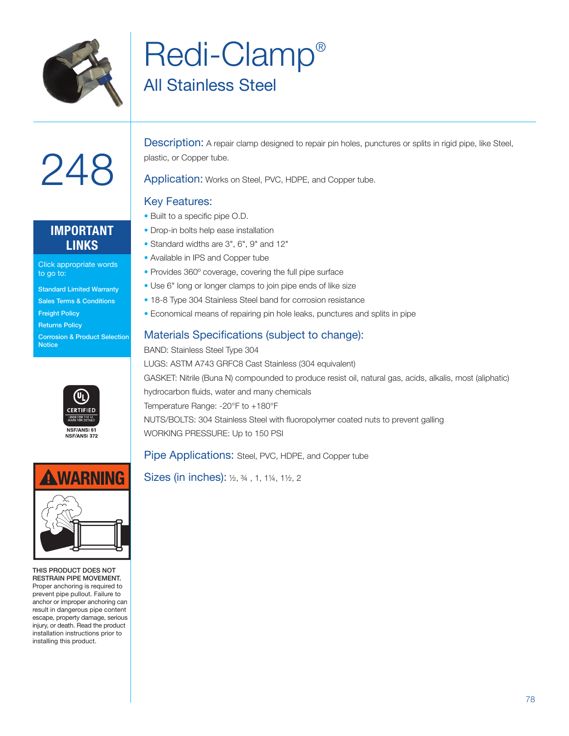# Redi-Clamp®

## All Stainless Steel

# 248

## IMPORTANT LINKS

Click appropriate words to go to:

- Standard Limited Warranty
- Sales Terms & Conditions
- Freight Policy
- Returns Policy
- Corrosion & Product Selection Notice

CERTIFIED
NSF/ANSI 61
NSF/ANSI 372

**WARNING**

**THIS PRODUCT DOES NOT RESTRAIN PIPE MOVEMENT.** Proper anchoring is required to prevent pipe pullout. Failure to anchor or improper anchoring can result in dangerous pipe content escape, property damage, serious injury, or death. Read the product installation instructions prior to installing this product.

**Description:** A repair clamp designed to repair pin holes, punctures or splits in rigid pipe, like Steel, plastic, or Copper tube.

**Application:** Works on Steel, PVC, HDPE, and Copper tube.

### Key Features:

- Built to a specific pipe O.D.
- Drop-in bolts help ease installation
- Standard widths are 3", 6", 9" and 12"
- Available in IPS and Copper tube
- Provides 360º coverage, covering the full pipe surface
- Use 6" long or longer clamps to join pipe ends of like size
- 18-8 Type 304 Stainless Steel band for corrosion resistance
- Economical means of repairing pin hole leaks, punctures and splits in pipe

### Materials Specifications (subject to change):

BAND: Stainless Steel Type 304

LUGS: ASTM A743 GRFC8 Cast Stainless (304 equivalent)

GASKET: Nitrile (Buna N) compounded to produce resist oil, natural gas, acids, alkalis, most (aliphatic) hydrocarbon fluids, water and many chemicals

Temperature Range: -20°F to +180°F

NUTS/BOLTS: 304 Stainless Steel with fluoropolymer coated nuts to prevent galling

WORKING PRESSURE: Up to 150 PSI

**Pipe Applications:** Steel, PVC, HDPE, and Copper tube

**Sizes (in inches):** ½, ¾ , 1, 1¼, 1½, 2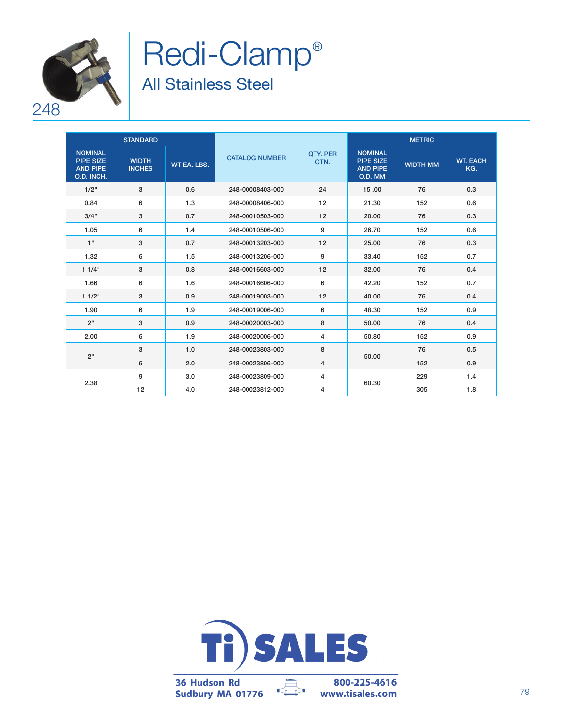# Redi-Clamp®

## All Stainless Steel

248

| STANDARD | | | CATALOG NUMBER | QTY. PER CTN. | METRIC | | |
|---|---|---|---|---|---|---|---|
| NOMINAL PIPE SIZE AND PIPE O.D. INCH. | WIDTH INCHES | WT EA. LBS. | | | NOMINAL PIPE SIZE AND PIPE O.D. MM | WIDTH MM | WT. EACH KG. |
| 1/2" | 3 | 0.6 | 248-00008403-000 | 24 | 15 .00 | 76 | 0.3 |
| 0.84 | 6 | 1.3 | 248-00008406-000 | 12 | 21.30 | 152 | 0.6 |
| 3/4" | 3 | 0.7 | 248-00010503-000 | 12 | 20.00 | 76 | 0.3 |
| 1.05 | 6 | 1.4 | 248-00010506-000 | 9 | 26.70 | 152 | 0.6 |
| 1" | 3 | 0.7 | 248-00013203-000 | 12 | 25.00 | 76 | 0.3 |
| 1.32 | 6 | 1.5 | 248-00013206-000 | 9 | 33.40 | 152 | 0.7 |
| 1 1/4" | 3 | 0.8 | 248-00016603-000 | 12 | 32.00 | 76 | 0.4 |
| 1.66 | 6 | 1.6 | 248-00016606-000 | 6 | 42.20 | 152 | 0.7 |
| 1 1/2" | 3 | 0.9 | 248-00019003-000 | 12 | 40.00 | 76 | 0.4 |
| 1.90 | 6 | 1.9 | 248-00019006-000 | 6 | 48.30 | 152 | 0.9 |
| 2" | 3 | 0.9 | 248-00020003-000 | 8 | 50.00 | 76 | 0.4 |
| 2.00 | 6 | 1.9 | 248-00020006-000 | 4 | 50.80 | 152 | 0.9 |
| 2" | 3 | 1.0 | 248-00023803-000 | 8 | 50.00 | 76 | 0.5 |
| | 6 | 2.0 | 248-00023806-000 | 4 | | 152 | 0.9 |
| 2.38 | 9 | 3.0 | 248-00023809-000 | 4 | 60.30 | 229 | 1.4 |
| | 12 | 4.0 | 248-00023812-000 | 4 | | 305 | 1.8 |

**Ti SALES**

**36 Hudson Rd**
**Sudbury MA 01776**

**800-225-4616**
**www.tisales.com**